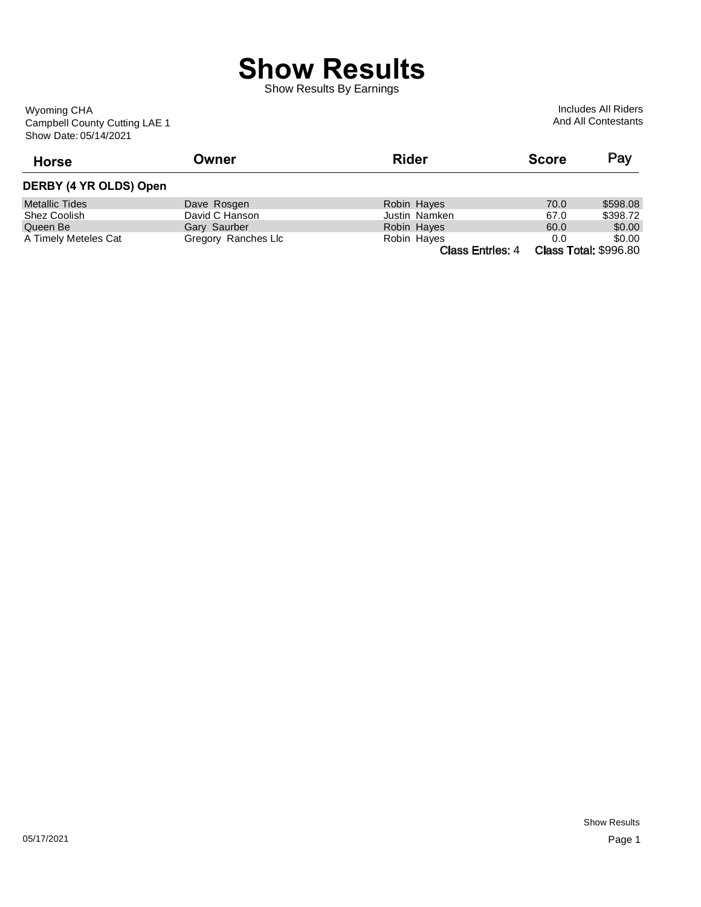# Show Results

Show Results By Earnings

Wyoming CHA
Campbell County Cutting LAE 1
Show Date: 05/14/2021

Includes All Riders
And All Contestants

| Horse | Owner | Rider | Score | Pay |
|---|---|---|---|---|
| **DERBY (4 YR OLDS) Open** | | | | |
| Metallic Tides | Dave Rosgen | Robin Hayes | 70.0 | $598.08 |
| Shez Coolish | David C Hanson | Justin Namken | 67.0 | $398.72 |
| Queen Be | Gary Saurber | Robin Hayes | 60.0 | $0.00 |
| A Timely Meteles Cat | Gregory Ranches Llc | Robin Hayes | 0.0 | $0.00 |
| | | **Class Entries:** 4 | | **Class Total:** $996.80 |

05/17/2021

Show Results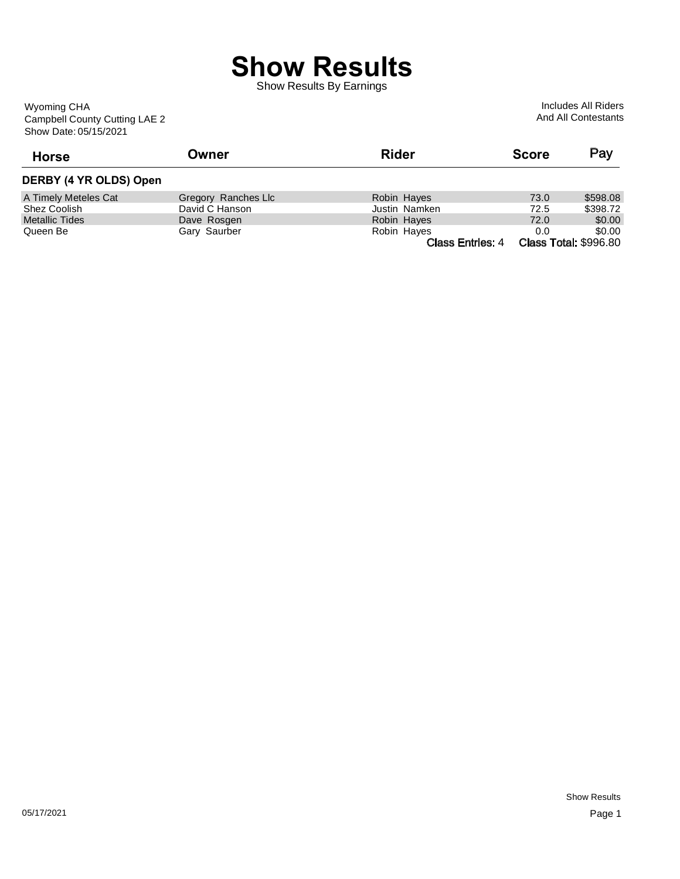# Show Results

Show Results By Earnings

Wyoming CHA
Campbell County Cutting LAE 2
Show Date: 05/15/2021

Includes All Riders
And All Contestants

| Horse | Owner | Rider | Score | Pay |
|---|---|---|---|---|
| **DERBY (4 YR OLDS) Open** | | | | |
| A Timely Meteles Cat | Gregory Ranches Llc | Robin Hayes | 73.0 | $598.08 |
| Shez Coolish | David C Hanson | Justin Namken | 72.5 | $398.72 |
| Metallic Tides | Dave Rosgen | Robin Hayes | 72.0 | $0.00 |
| Queen Be | Gary Saurber | Robin Hayes | 0.0 | $0.00 |
| | | Class Entries: 4 | Class Total: $996.80 | |

05/17/2021

Show Results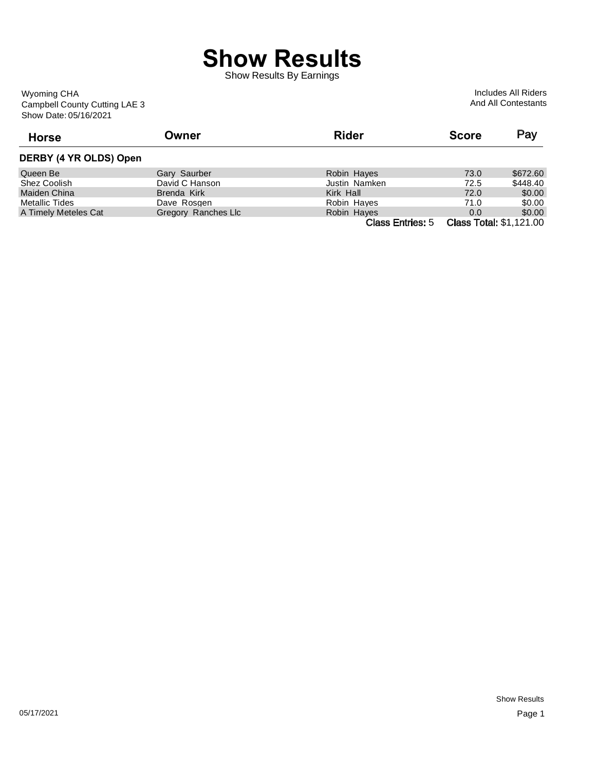# Show Results

Show Results By Earnings

Wyoming CHA
Campbell County Cutting LAE 3
Show Date: 05/16/2021

Includes All Riders
And All Contestants

| Horse | Owner | Rider | Score | Pay |
|---|---|---|---|---|
| **DERBY (4 YR OLDS) Open** | | | | |
| Queen Be | Gary Saurber | Robin Hayes | 73.0 | $672.60 |
| Shez Coolish | David C Hanson | Justin Namken | 72.5 | $448.40 |
| Maiden China | Brenda Kirk | Kirk Hall | 72.0 | $0.00 |
| Metallic Tides | Dave Rosgen | Robin Hayes | 71.0 | $0.00 |
| A Timely Meteles Cat | Gregory Ranches Llc | Robin Hayes | 0.0 | $0.00 |
| | | Class Entries: 5 | | Class Total: $1,121.00 |

05/17/2021